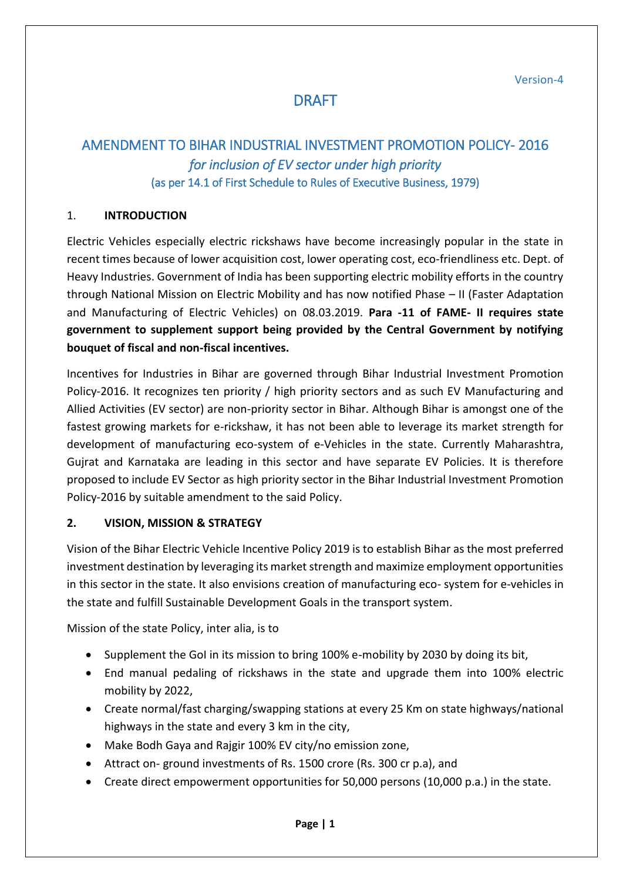Version-4

# DRAFT

# AMENDMENT TO BIHAR INDUSTRIAL INVESTMENT PROMOTION POLICY- 2016

## *for inclusion of EV sector under high priority*

(as per 14.1 of First Schedule to Rules of Executive Business, 1979)

## 1. INTRODUCTION

Electric Vehicles especially electric rickshaws have become increasingly popular in the state in recent times because of lower acquisition cost, lower operating cost, eco-friendliness etc. Dept. of Heavy Industries. Government of India has been supporting electric mobility efforts in the country through National Mission on Electric Mobility and has now notified Phase – II (Faster Adaptation and Manufacturing of Electric Vehicles) on 08.03.2019. **Para -11 of FAME- II requires state government to supplement support being provided by the Central Government by notifying bouquet of fiscal and non-fiscal incentives.**

Incentives for Industries in Bihar are governed through Bihar Industrial Investment Promotion Policy-2016. It recognizes ten priority / high priority sectors and as such EV Manufacturing and Allied Activities (EV sector) are non-priority sector in Bihar. Although Bihar is amongst one of the fastest growing markets for e-rickshaw, it has not been able to leverage its market strength for development of manufacturing eco-system of e-Vehicles in the state. Currently Maharashtra, Gujrat and Karnataka are leading in this sector and have separate EV Policies. It is therefore proposed to include EV Sector as high priority sector in the Bihar Industrial Investment Promotion Policy-2016 by suitable amendment to the said Policy.

## 2. VISION, MISSION & STRATEGY

Vision of the Bihar Electric Vehicle Incentive Policy 2019 is to establish Bihar as the most preferred investment destination by leveraging its market strength and maximize employment opportunities in this sector in the state. It also envisions creation of manufacturing eco- system for e-vehicles in the state and fulfill Sustainable Development Goals in the transport system.

Mission of the state Policy, inter alia, is to

- Supplement the GoI in its mission to bring 100% e-mobility by 2030 by doing its bit,
- End manual pedaling of rickshaws in the state and upgrade them into 100% electric mobility by 2022,
- Create normal/fast charging/swapping stations at every 25 Km on state highways/national highways in the state and every 3 km in the city,
- Make Bodh Gaya and Rajgir 100% EV city/no emission zone,
- Attract on- ground investments of Rs. 1500 crore (Rs. 300 cr p.a), and
- Create direct empowerment opportunities for 50,000 persons (10,000 p.a.) in the state.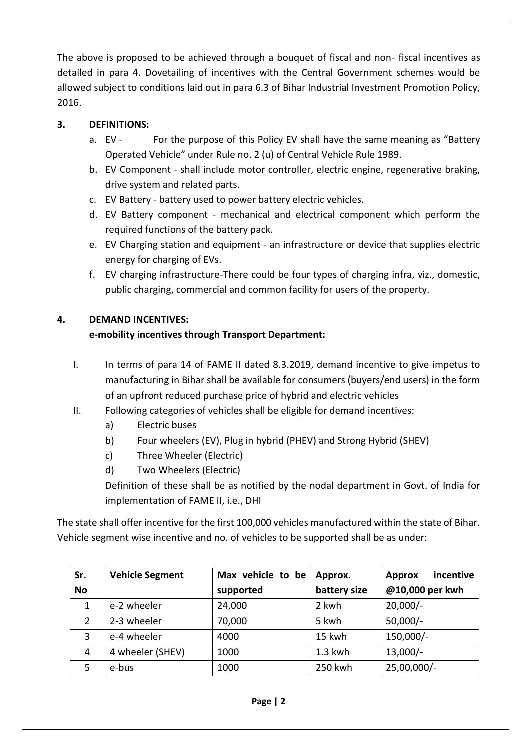The above is proposed to be achieved through a bouquet of fiscal and non- fiscal incentives as detailed in para 4. Dovetailing of incentives with the Central Government schemes would be allowed subject to conditions laid out in para 6.3 of Bihar Industrial Investment Promotion Policy, 2016.

## 3. DEFINITIONS:

a. EV - For the purpose of this Policy EV shall have the same meaning as "Battery Operated Vehicle" under Rule no. 2 (u) of Central Vehicle Rule 1989.

b. EV Component - shall include motor controller, electric engine, regenerative braking, drive system and related parts.

c. EV Battery - battery used to power battery electric vehicles.

d. EV Battery component - mechanical and electrical component which perform the required functions of the battery pack.

e. EV Charging station and equipment - an infrastructure or device that supplies electric energy for charging of EVs.

f. EV charging infrastructure-There could be four types of charging infra, viz., domestic, public charging, commercial and common facility for users of the property.

## 4. DEMAND INCENTIVES:

**e-mobility incentives through Transport Department:**

I. In terms of para 14 of FAME II dated 8.3.2019, demand incentive to give impetus to manufacturing in Bihar shall be available for consumers (buyers/end users) in the form of an upfront reduced purchase price of hybrid and electric vehicles

II. Following categories of vehicles shall be eligible for demand incentives:

   a) Electric buses
   
   b) Four wheelers (EV), Plug in hybrid (PHEV) and Strong Hybrid (SHEV)
   
   c) Three Wheeler (Electric)
   
   d) Two Wheelers (Electric)

   Definition of these shall be as notified by the nodal department in Govt. of India for implementation of FAME II, i.e., DHI

The state shall offer incentive for the first 100,000 vehicles manufactured within the state of Bihar. Vehicle segment wise incentive and no. of vehicles to be supported shall be as under:

| Sr. No | Vehicle Segment | Max vehicle to be supported | Approx. battery size | Approx incentive @10,000 per kwh |
|---|---|---|---|---|
| 1 | e-2 wheeler | 24,000 | 2 kwh | 20,000/- |
| 2 | 2-3 wheeler | 70,000 | 5 kwh | 50,000/- |
| 3 | e-4 wheeler | 4000 | 15 kwh | 150,000/- |
| 4 | 4 wheeler (SHEV) | 1000 | 1.3 kwh | 13,000/- |
| 5 | e-bus | 1000 | 250 kwh | 25,00,000/- |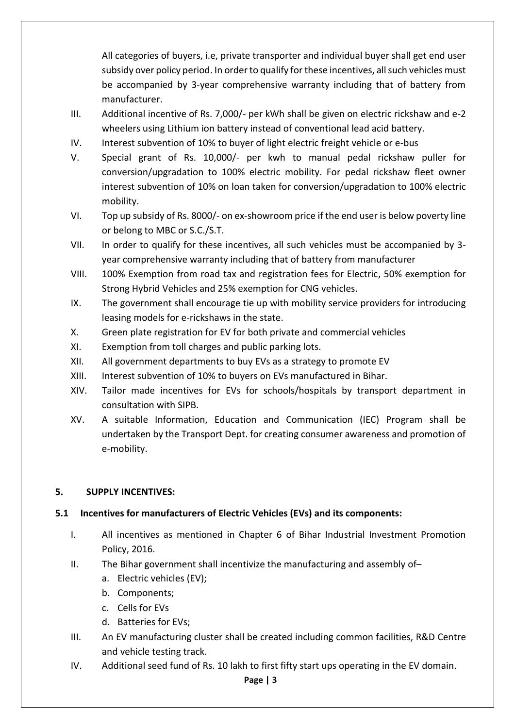All categories of buyers, i.e, private transporter and individual buyer shall get end user subsidy over policy period. In order to qualify for these incentives, all such vehicles must be accompanied by 3-year comprehensive warranty including that of battery from manufacturer.

III. Additional incentive of Rs. 7,000/- per kWh shall be given on electric rickshaw and e-2 wheelers using Lithium ion battery instead of conventional lead acid battery.

IV. Interest subvention of 10% to buyer of light electric freight vehicle or e-bus

V. Special grant of Rs. 10,000/- per kwh to manual pedal rickshaw puller for conversion/upgradation to 100% electric mobility. For pedal rickshaw fleet owner interest subvention of 10% on loan taken for conversion/upgradation to 100% electric mobility.

VI. Top up subsidy of Rs. 8000/- on ex-showroom price if the end user is below poverty line or belong to MBC or S.C./S.T.

VII. In order to qualify for these incentives, all such vehicles must be accompanied by 3-year comprehensive warranty including that of battery from manufacturer

VIII. 100% Exemption from road tax and registration fees for Electric, 50% exemption for Strong Hybrid Vehicles and 25% exemption for CNG vehicles.

IX. The government shall encourage tie up with mobility service providers for introducing leasing models for e-rickshaws in the state.

X. Green plate registration for EV for both private and commercial vehicles

XI. Exemption from toll charges and public parking lots.

XII. All government departments to buy EVs as a strategy to promote EV

XIII. Interest subvention of 10% to buyers on EVs manufactured in Bihar.

XIV. Tailor made incentives for EVs for schools/hospitals by transport department in consultation with SIPB.

XV. A suitable Information, Education and Communication (IEC) Program shall be undertaken by the Transport Dept. for creating consumer awareness and promotion of e-mobility.

## 5. SUPPLY INCENTIVES:

### 5.1 Incentives for manufacturers of Electric Vehicles (EVs) and its components:

I. All incentives as mentioned in Chapter 6 of Bihar Industrial Investment Promotion Policy, 2016.

II. The Bihar government shall incentivize the manufacturing and assembly of–

   a. Electric vehicles (EV);
   b. Components;
   c. Cells for EVs
   d. Batteries for EVs;

III. An EV manufacturing cluster shall be created including common facilities, R&D Centre and vehicle testing track.

IV. Additional seed fund of Rs. 10 lakh to first fifty start ups operating in the EV domain.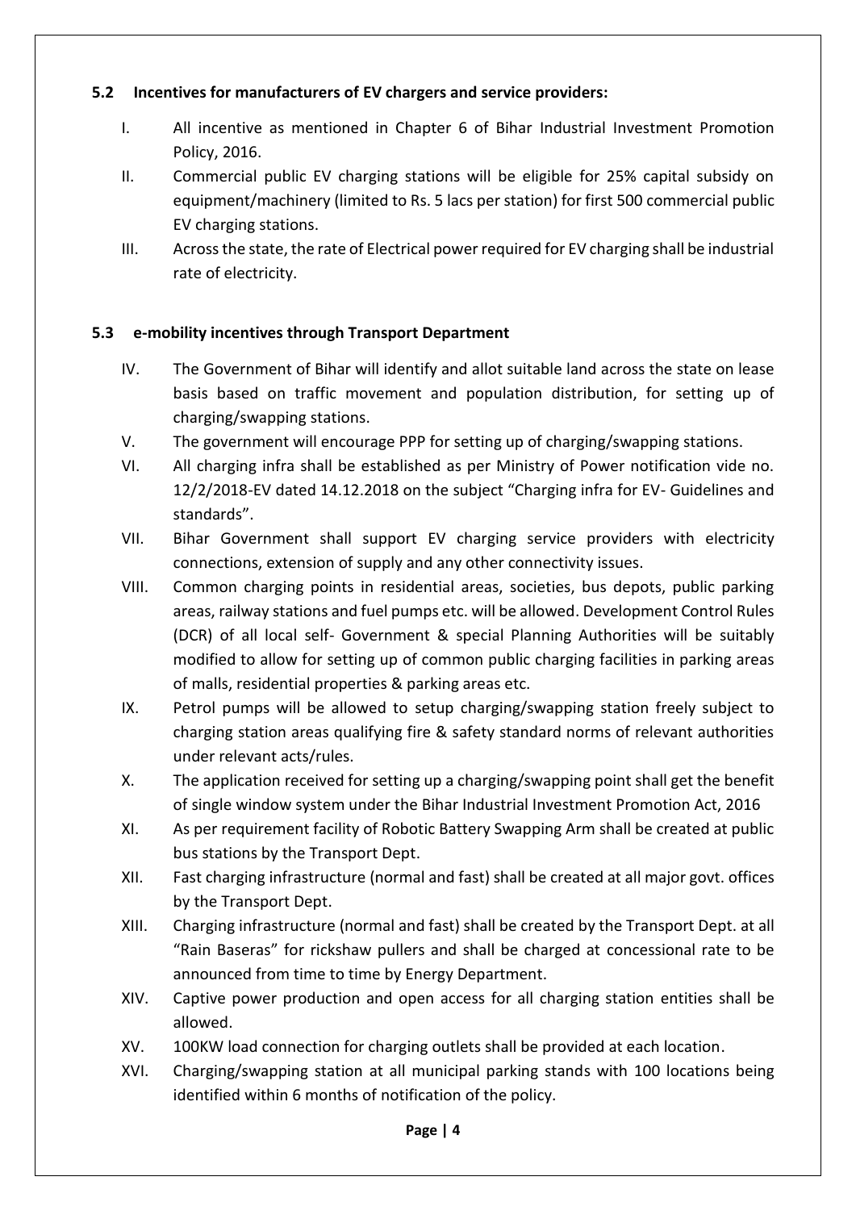### 5.2 Incentives for manufacturers of EV chargers and service providers:

I. All incentive as mentioned in Chapter 6 of Bihar Industrial Investment Promotion Policy, 2016.

II. Commercial public EV charging stations will be eligible for 25% capital subsidy on equipment/machinery (limited to Rs. 5 lacs per station) for first 500 commercial public EV charging stations.

III. Across the state, the rate of Electrical power required for EV charging shall be industrial rate of electricity.

### 5.3 e-mobility incentives through Transport Department

IV. The Government of Bihar will identify and allot suitable land across the state on lease basis based on traffic movement and population distribution, for setting up of charging/swapping stations.

V. The government will encourage PPP for setting up of charging/swapping stations.

VI. All charging infra shall be established as per Ministry of Power notification vide no. 12/2/2018-EV dated 14.12.2018 on the subject "Charging infra for EV- Guidelines and standards".

VII. Bihar Government shall support EV charging service providers with electricity connections, extension of supply and any other connectivity issues.

VIII. Common charging points in residential areas, societies, bus depots, public parking areas, railway stations and fuel pumps etc. will be allowed. Development Control Rules (DCR) of all local self- Government & special Planning Authorities will be suitably modified to allow for setting up of common public charging facilities in parking areas of malls, residential properties & parking areas etc.

IX. Petrol pumps will be allowed to setup charging/swapping station freely subject to charging station areas qualifying fire & safety standard norms of relevant authorities under relevant acts/rules.

X. The application received for setting up a charging/swapping point shall get the benefit of single window system under the Bihar Industrial Investment Promotion Act, 2016

XI. As per requirement facility of Robotic Battery Swapping Arm shall be created at public bus stations by the Transport Dept.

XII. Fast charging infrastructure (normal and fast) shall be created at all major govt. offices by the Transport Dept.

XIII. Charging infrastructure (normal and fast) shall be created by the Transport Dept. at all "Rain Baseras" for rickshaw pullers and shall be charged at concessional rate to be announced from time to time by Energy Department.

XIV. Captive power production and open access for all charging station entities shall be allowed.

XV. 100KW load connection for charging outlets shall be provided at each location.

XVI. Charging/swapping station at all municipal parking stands with 100 locations being identified within 6 months of notification of the policy.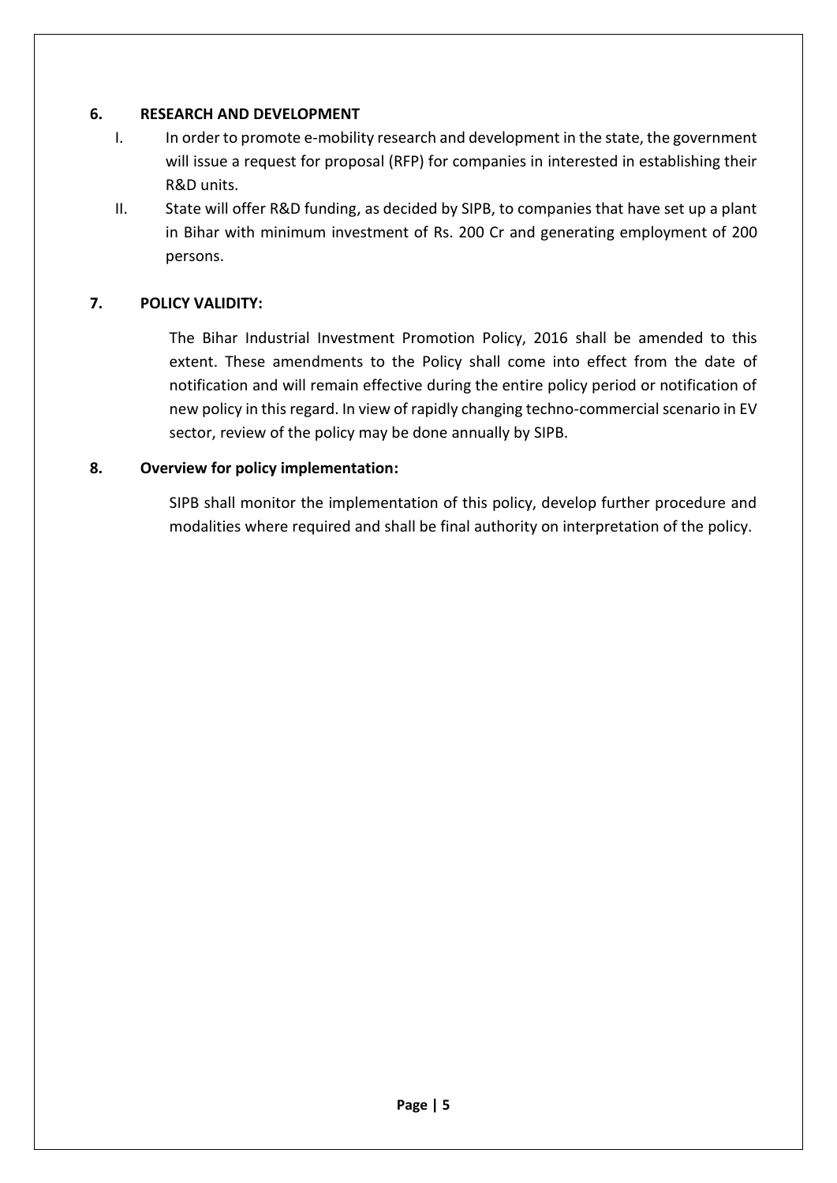## 6. RESEARCH AND DEVELOPMENT

I. In order to promote e-mobility research and development in the state, the government will issue a request for proposal (RFP) for companies in interested in establishing their R&D units.

II. State will offer R&D funding, as decided by SIPB, to companies that have set up a plant in Bihar with minimum investment of Rs. 200 Cr and generating employment of 200 persons.

## 7. POLICY VALIDITY:

The Bihar Industrial Investment Promotion Policy, 2016 shall be amended to this extent. These amendments to the Policy shall come into effect from the date of notification and will remain effective during the entire policy period or notification of new policy in this regard. In view of rapidly changing techno-commercial scenario in EV sector, review of the policy may be done annually by SIPB.

## 8. Overview for policy implementation:

SIPB shall monitor the implementation of this policy, develop further procedure and modalities where required and shall be final authority on interpretation of the policy.